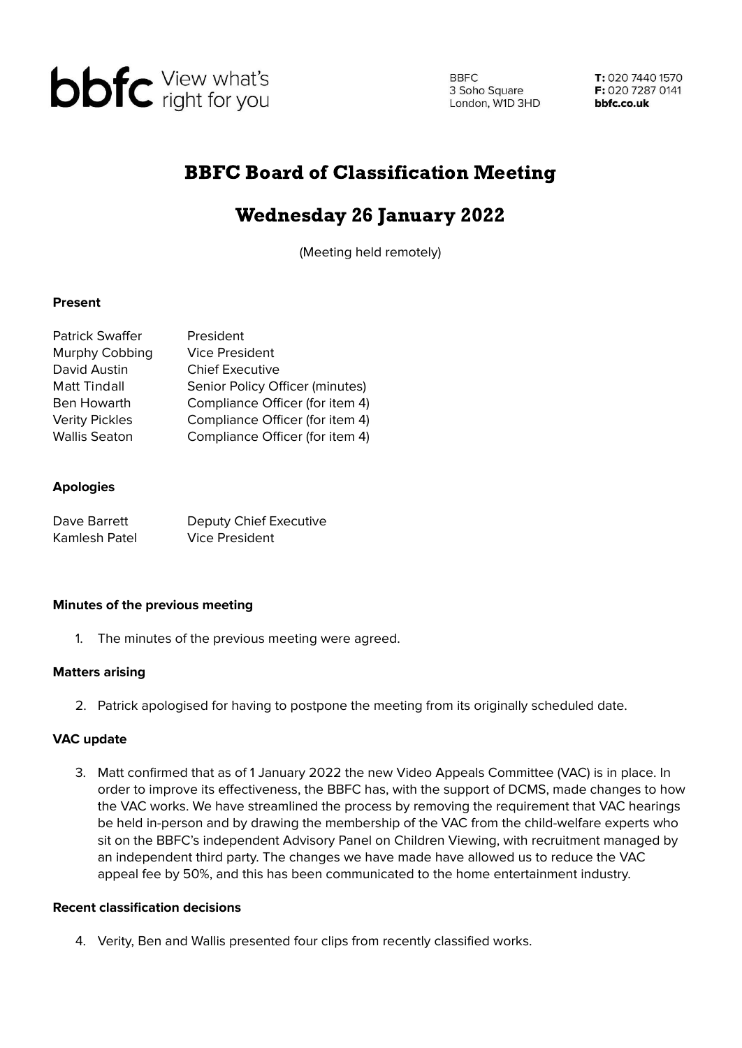bbfc View what's right for you

BBFC
3 Soho Square
London, W1D 3HD

**T:** 020 7440 1570
**F:** 020 7287 0141
**bbfc.co.uk**

# BBFC Board of Classification Meeting

## Wednesday 26 January 2022

(Meeting held remotely)

**Present**

| | |
|---|---|
| Patrick Swaffer | President |
| Murphy Cobbing | Vice President |
| David Austin | Chief Executive |
| Matt Tindall | Senior Policy Officer (minutes) |
| Ben Howarth | Compliance Officer (for item 4) |
| Verity Pickles | Compliance Officer (for item 4) |
| Wallis Seaton | Compliance Officer (for item 4) |

**Apologies**

| | |
|---|---|
| Dave Barrett | Deputy Chief Executive |
| Kamlesh Patel | Vice President |

**Minutes of the previous meeting**

1. The minutes of the previous meeting were agreed.

**Matters arising**

2. Patrick apologised for having to postpone the meeting from its originally scheduled date.

**VAC update**

3. Matt confirmed that as of 1 January 2022 the new Video Appeals Committee (VAC) is in place. In order to improve its effectiveness, the BBFC has, with the support of DCMS, made changes to how the VAC works. We have streamlined the process by removing the requirement that VAC hearings be held in-person and by drawing the membership of the VAC from the child-welfare experts who sit on the BBFC's independent Advisory Panel on Children Viewing, with recruitment managed by an independent third party. The changes we have made have allowed us to reduce the VAC appeal fee by 50%, and this has been communicated to the home entertainment industry.

**Recent classification decisions**

4. Verity, Ben and Wallis presented four clips from recently classified works.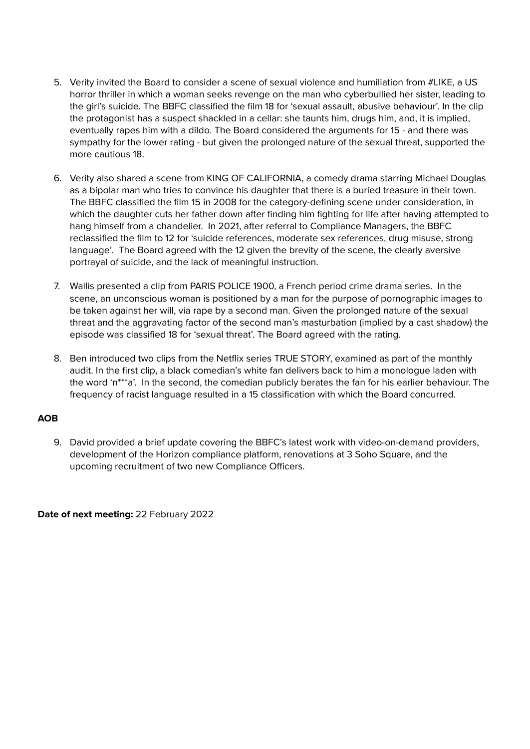5. Verity invited the Board to consider a scene of sexual violence and humiliation from #LIKE, a US horror thriller in which a woman seeks revenge on the man who cyberbullied her sister, leading to the girl's suicide. The BBFC classified the film 18 for 'sexual assault, abusive behaviour'. In the clip the protagonist has a suspect shackled in a cellar: she taunts him, drugs him, and, it is implied, eventually rapes him with a dildo. The Board considered the arguments for 15 - and there was sympathy for the lower rating - but given the prolonged nature of the sexual threat, supported the more cautious 18.

6. Verity also shared a scene from KING OF CALIFORNIA, a comedy drama starring Michael Douglas as a bipolar man who tries to convince his daughter that there is a buried treasure in their town. The BBFC classified the film 15 in 2008 for the category-defining scene under consideration, in which the daughter cuts her father down after finding him fighting for life after having attempted to hang himself from a chandelier. In 2021, after referral to Compliance Managers, the BBFC reclassified the film to 12 for 'suicide references, moderate sex references, drug misuse, strong language'. The Board agreed with the 12 given the brevity of the scene, the clearly aversive portrayal of suicide, and the lack of meaningful instruction.

7. Wallis presented a clip from PARIS POLICE 1900, a French period crime drama series. In the scene, an unconscious woman is positioned by a man for the purpose of pornographic images to be taken against her will, via rape by a second man. Given the prolonged nature of the sexual threat and the aggravating factor of the second man's masturbation (implied by a cast shadow) the episode was classified 18 for 'sexual threat'. The Board agreed with the rating.

8. Ben introduced two clips from the Netflix series TRUE STORY, examined as part of the monthly audit. In the first clip, a black comedian's white fan delivers back to him a monologue laden with the word 'n***a'. In the second, the comedian publicly berates the fan for his earlier behaviour. The frequency of racist language resulted in a 15 classification with which the Board concurred.

**AOB**

9. David provided a brief update covering the BBFC's latest work with video-on-demand providers, development of the Horizon compliance platform, renovations at 3 Soho Square, and the upcoming recruitment of two new Compliance Officers.

**Date of next meeting:** 22 February 2022